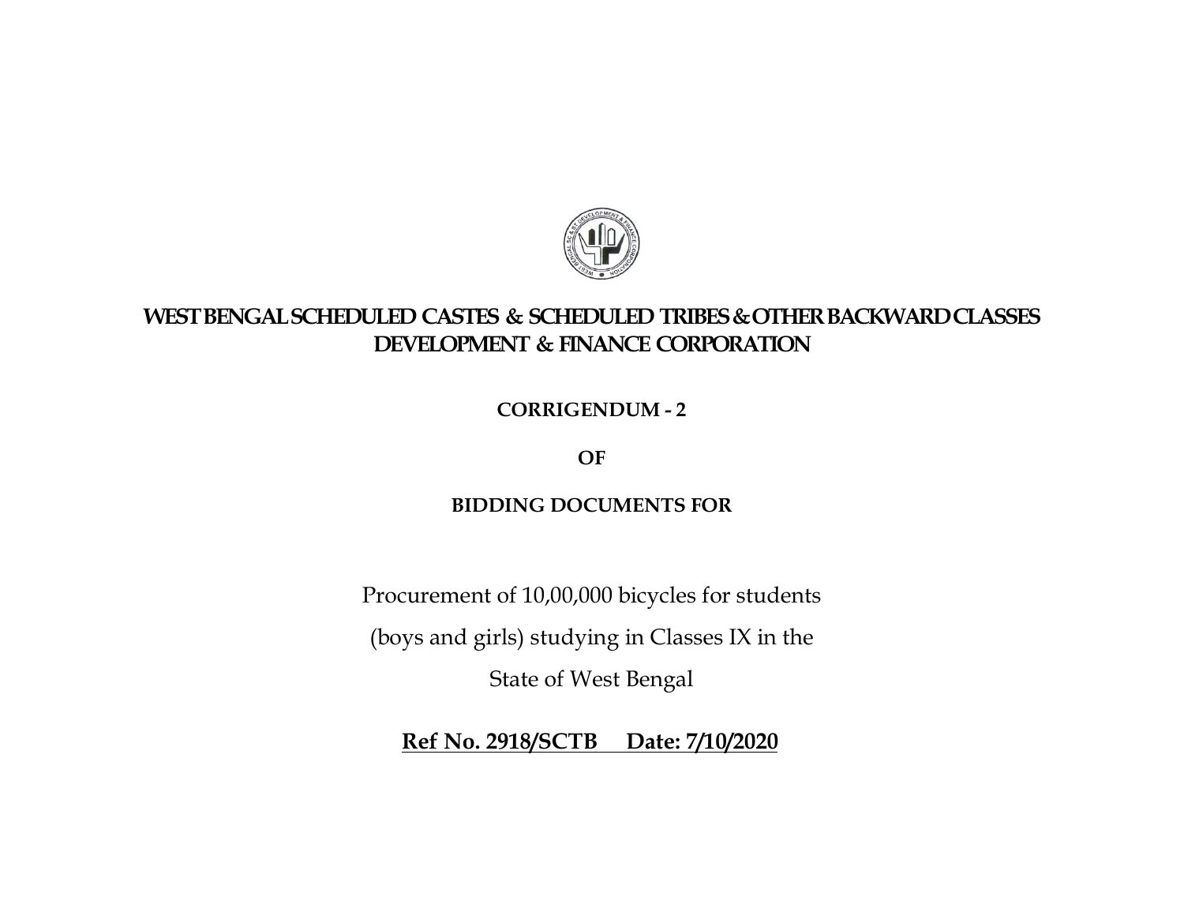# WEST BENGAL SCHEDULED CASTES & SCHEDULED TRIBES & OTHER BACKWARD CLASSES DEVELOPMENT & FINANCE CORPORATION

**CORRIGENDUM - 2**

**OF**

**BIDDING DOCUMENTS FOR**

Procurement of 10,00,000 bicycles for students

(boys and girls) studying in Classes IX in the

State of West Bengal

**Ref No. 2918/SCTB Date: 7/10/2020**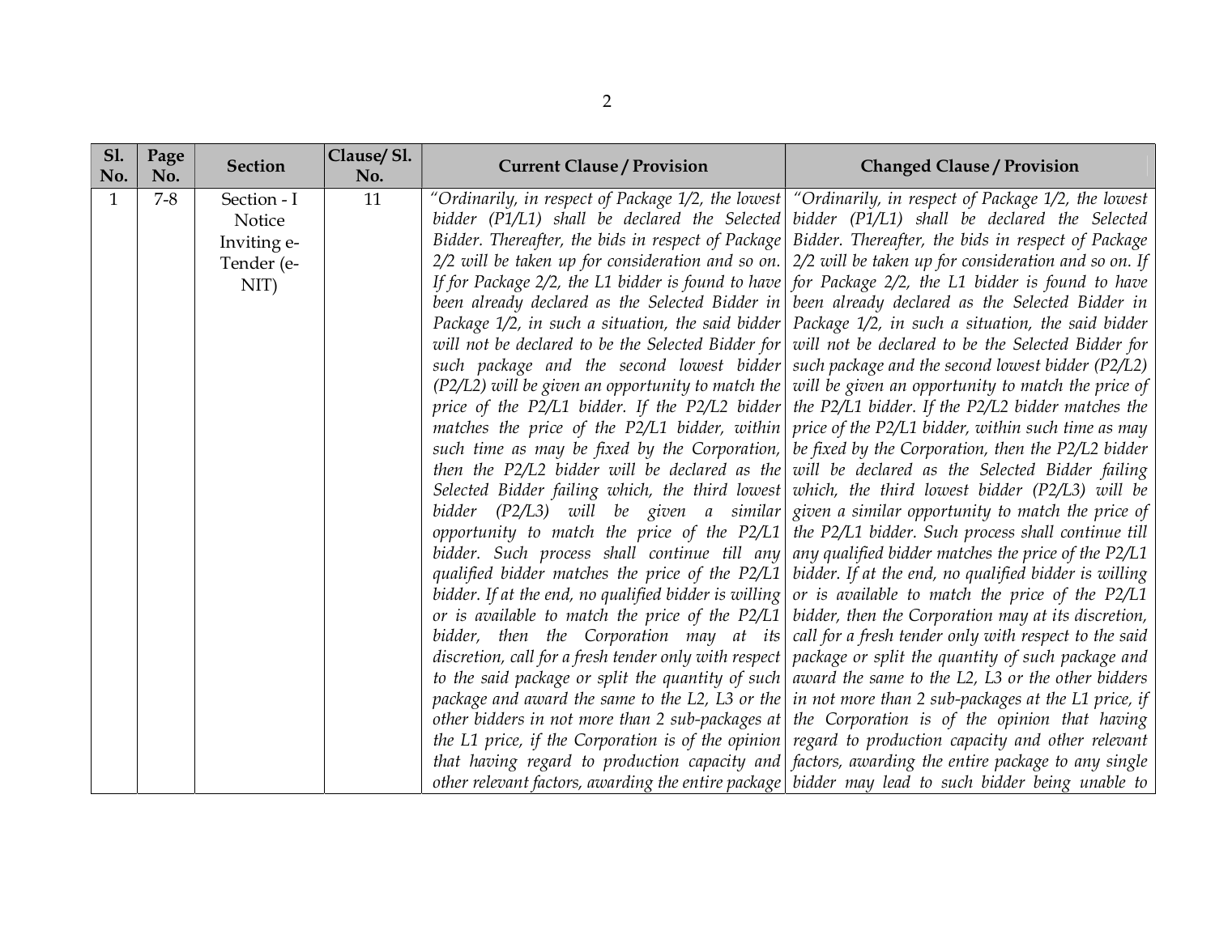| Sl. No. | Page No. | Section | Clause/ Sl. No. | Current Clause / Provision | Changed Clause / Provision |
|---|---|---|---|---|---|
| 1 | 7-8 | Section - I Notice Inviting e-Tender (e-NIT) | 11 | *"Ordinarily, in respect of Package 1/2, the lowest bidder (P1/L1) shall be declared the Selected Bidder. Thereafter, the bids in respect of Package 2/2 will be taken up for consideration and so on. If for Package 2/2, the L1 bidder is found to have been already declared as the Selected Bidder in Package 1/2, in such a situation, the said bidder will not be declared to be the Selected Bidder for such package and the second lowest bidder (P2/L2) will be given an opportunity to match the price of the P2/L1 bidder. If the P2/L2 bidder matches the price of the P2/L1 bidder, within such time as may be fixed by the Corporation, then the P2/L2 bidder will be declared as the Selected Bidder failing which, the third lowest bidder (P2/L3) will be given a similar opportunity to match the price of the P2/L1 bidder. Such process shall continue till any qualified bidder matches the price of the P2/L1 bidder. If at the end, no qualified bidder is willing or is available to match the price of the P2/L1 bidder, then the Corporation may at its discretion, call for a fresh tender only with respect to the said package or split the quantity of such package and award the same to the L2, L3 or the other bidders in not more than 2 sub-packages at the L1 price, if the Corporation is of the opinion that having regard to production capacity and other relevant factors, awarding the entire package* | *"Ordinarily, in respect of Package 1/2, the lowest bidder (P1/L1) shall be declared the Selected Bidder. Thereafter, the bids in respect of Package 2/2 will be taken up for consideration and so on. If for Package 2/2, the L1 bidder is found to have been already declared as the Selected Bidder in Package 1/2, in such a situation, the said bidder will not be declared to be the Selected Bidder for such package and the second lowest bidder (P2/L2) will be given an opportunity to match the price of the P2/L1 bidder. If the P2/L2 bidder matches the price of the P2/L1 bidder, within such time as may be fixed by the Corporation, then the P2/L2 bidder will be declared as the Selected Bidder failing which, the third lowest bidder (P2/L3) will be given a similar opportunity to match the price of the P2/L1 bidder. Such process shall continue till any qualified bidder matches the price of the P2/L1 bidder. If at the end, no qualified bidder is willing or is available to match the price of the P2/L1 bidder, then the Corporation may at its discretion, call for a fresh tender only with respect to the said package or split the quantity of such package and award the same to the L2, L3 or the other bidders in not more than 2 sub-packages at the L1 price, if the Corporation is of the opinion that having regard to production capacity and other relevant factors, awarding the entire package to any single bidder may lead to such bidder being unable to* |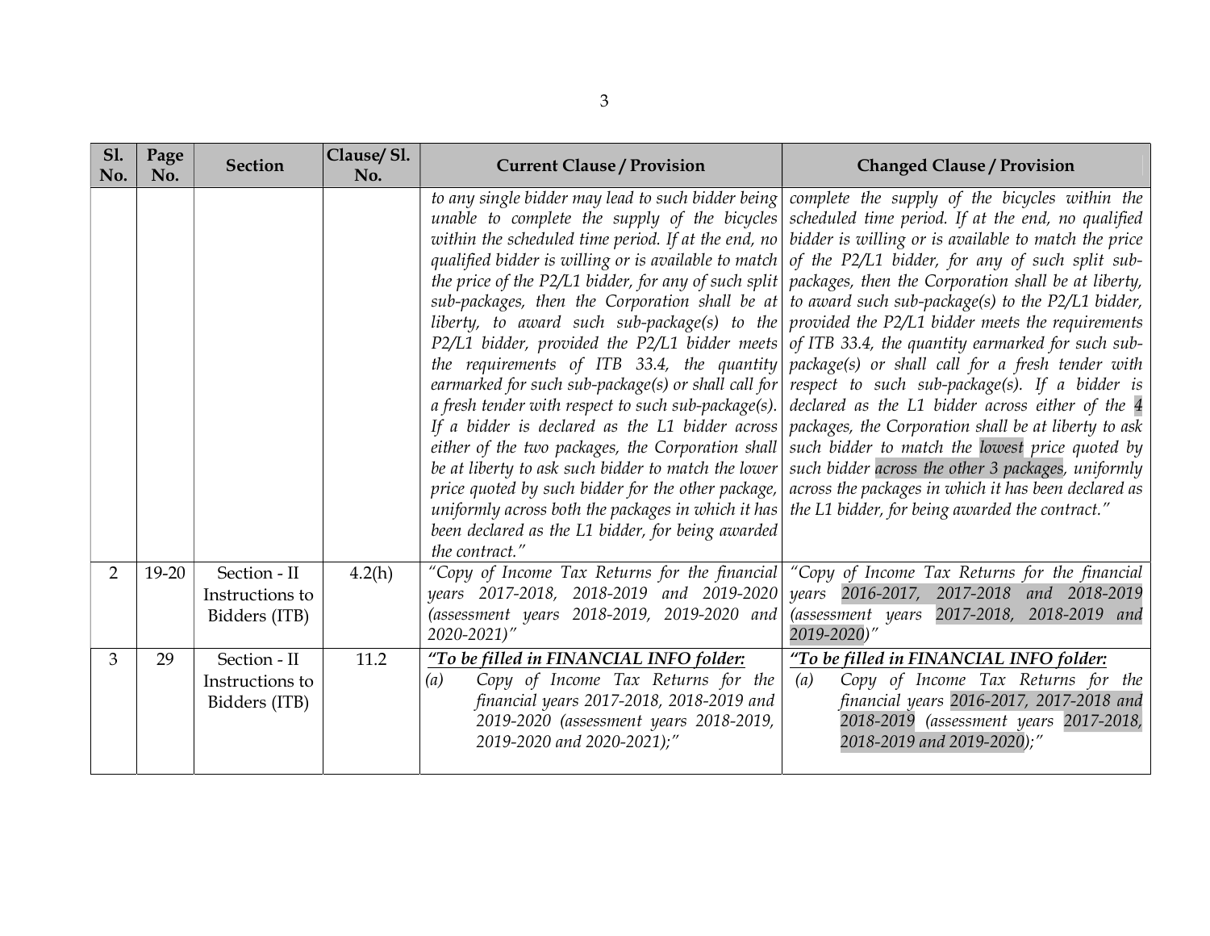| Sl. No. | Page No. | Section | Clause/ Sl. No. | Current Clause / Provision | Changed Clause / Provision |
|---|---|---|---|---|---|
| | | | | *to any single bidder may lead to such bidder being unable to complete the supply of the bicycles within the scheduled time period. If at the end, no qualified bidder is willing or is available to match the price of the P2/L1 bidder, for any of such split sub-packages, then the Corporation shall be at liberty, to award such sub-package(s) to the P2/L1 bidder, provided the P2/L1 bidder meets the requirements of ITB 33.4, the quantity earmarked for such sub-package(s) or shall call for a fresh tender with respect to such sub-package(s). If a bidder is declared as the L1 bidder across either of the two packages, the Corporation shall be at liberty to ask such bidder to match the lower price quoted by such bidder for the other package, uniformly across both the packages in which it has been declared as the L1 bidder, for being awarded the contract."* | *complete the supply of the bicycles within the scheduled time period. If at the end, no qualified bidder is willing or is available to match the price of the P2/L1 bidder, for any of such split sub-packages, then the Corporation shall be at liberty, to award such sub-package(s) to the P2/L1 bidder, provided the P2/L1 bidder meets the requirements of ITB 33.4, the quantity earmarked for such sub-package(s) or shall call for a fresh tender with respect to such sub-package(s). If a bidder is declared as the L1 bidder across either of the 4 packages, the Corporation shall be at liberty to ask such bidder to match the lowest price quoted by such bidder across the other 3 packages, uniformly across the packages in which it has been declared as the L1 bidder, for being awarded the contract."* |
| 2 | 19-20 | Section - II Instructions to Bidders (ITB) | 4.2(h) | *"Copy of Income Tax Returns for the financial years 2017-2018, 2018-2019 and 2019-2020 (assessment years 2018-2019, 2019-2020 and 2020-2021)"* | *"Copy of Income Tax Returns for the financial years 2016-2017, 2017-2018 and 2018-2019 (assessment years 2017-2018, 2018-2019 and 2019-2020)"* |
| 3 | 29 | Section - II Instructions to Bidders (ITB) | 11.2 | ***"To be filled in FINANCIAL INFO folder:*** *(a) Copy of Income Tax Returns for the financial years 2017-2018, 2018-2019 and 2019-2020 (assessment years 2018-2019, 2019-2020 and 2020-2021);"* | ***"To be filled in FINANCIAL INFO folder:*** *(a) Copy of Income Tax Returns for the financial years 2016-2017, 2017-2018 and 2018-2019 (assessment years 2017-2018, 2018-2019 and 2019-2020);"* |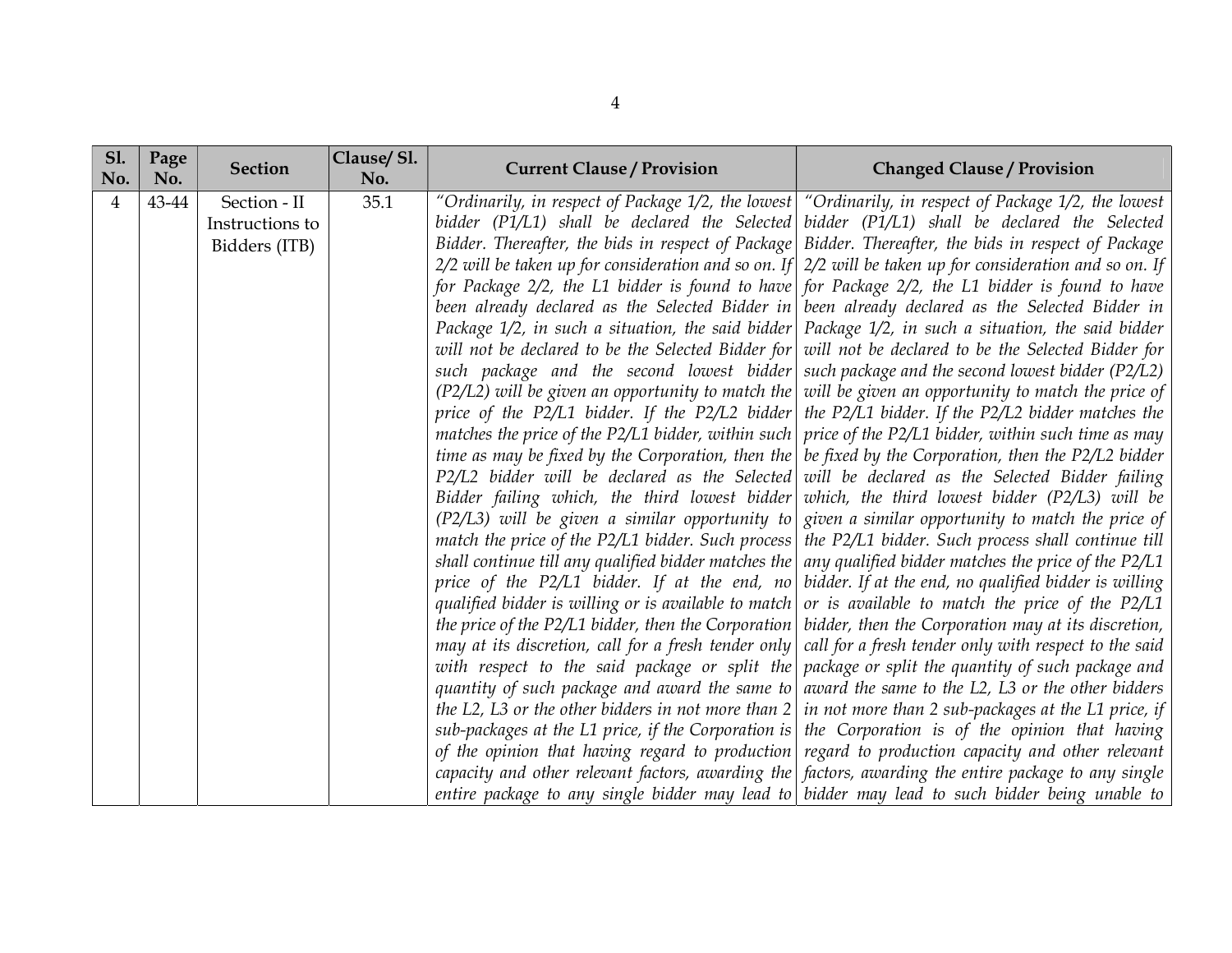| Sl. No. | Page No. | Section | Clause/ Sl. No. | Current Clause / Provision | Changed Clause / Provision |
|---|---|---|---|---|---|
| 4 | 43-44 | Section - II Instructions to Bidders (ITB) | 35.1 | *"Ordinarily, in respect of Package 1/2, the lowest bidder (P1/L1) shall be declared the Selected Bidder. Thereafter, the bids in respect of Package 2/2 will be taken up for consideration and so on. If for Package 2/2, the L1 bidder is found to have been already declared as the Selected Bidder in Package 1/2, in such a situation, the said bidder will not be declared to be the Selected Bidder for such package and the second lowest bidder (P2/L2) will be given an opportunity to match the price of the P2/L1 bidder. If the P2/L2 bidder matches the price of the P2/L1 bidder, within such time as may be fixed by the Corporation, then the P2/L2 bidder will be declared as the Selected Bidder failing which, the third lowest bidder (P2/L3) will be given a similar opportunity to match the price of the P2/L1 bidder. Such process shall continue till any qualified bidder matches the price of the P2/L1 bidder. If at the end, no qualified bidder is willing or is available to match the price of the P2/L1 bidder, then the Corporation may at its discretion, call for a fresh tender only with respect to the said package or split the quantity of such package and award the same to the L2, L3 or the other bidders in not more than 2 sub-packages at the L1 price, if the Corporation is of the opinion that having regard to production capacity and other relevant factors, awarding the entire package to any single bidder may lead to* | *"Ordinarily, in respect of Package 1/2, the lowest bidder (P1/L1) shall be declared the Selected Bidder. Thereafter, the bids in respect of Package 2/2 will be taken up for consideration and so on. If for Package 2/2, the L1 bidder is found to have been already declared as the Selected Bidder in Package 1/2, in such a situation, the said bidder will not be declared to be the Selected Bidder for such package and the second lowest bidder (P2/L2) will be given an opportunity to match the price of the P2/L1 bidder. If the P2/L2 bidder matches the price of the P2/L1 bidder, within such time as may be fixed by the Corporation, then the P2/L2 bidder will be declared as the Selected Bidder failing which, the third lowest bidder (P2/L3) will be given a similar opportunity to match the price of the P2/L1 bidder. Such process shall continue till any qualified bidder matches the price of the P2/L1 bidder. If at the end, no qualified bidder is willing or is available to match the price of the P2/L1 bidder, then the Corporation may at its discretion, call for a fresh tender only with respect to the said package or split the quantity of such package and award the same to the L2, L3 or the other bidders in not more than 2 sub-packages at the L1 price, if the Corporation is of the opinion that having regard to production capacity and other relevant factors, awarding the entire package to any single bidder may lead to such bidder being unable to* |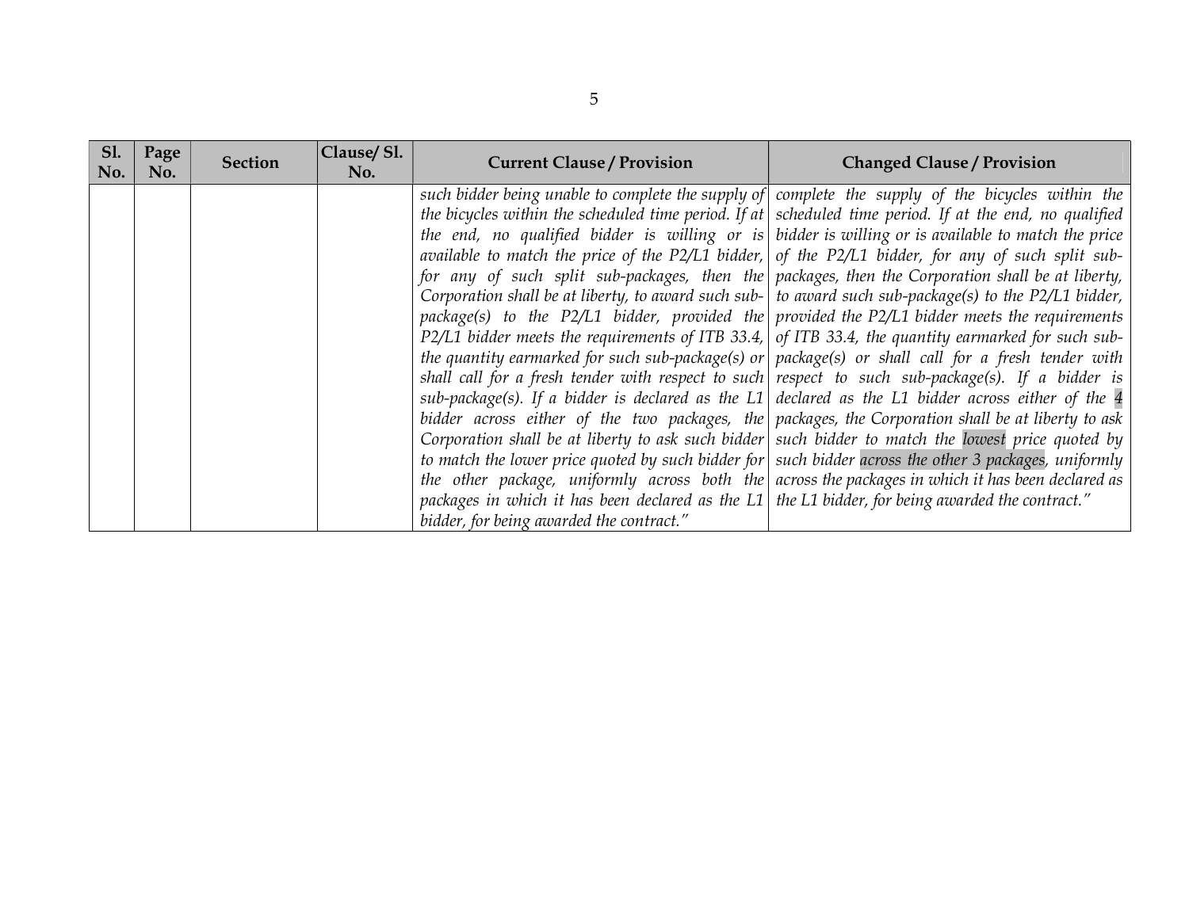| Sl. No. | Page No. | Section | Clause/ Sl. No. | Current Clause / Provision | Changed Clause / Provision |
|---|---|---|---|---|---|
| | | | | *such bidder being unable to complete the supply of the bicycles within the scheduled time period. If at the end, no qualified bidder is willing or is available to match the price of the P2/L1 bidder, for any of such split sub-packages, then the Corporation shall be at liberty, to award such sub-package(s) to the P2/L1 bidder, provided the P2/L1 bidder meets the requirements of ITB 33.4, the quantity earmarked for such sub-package(s) or shall call for a fresh tender with respect to such sub-package(s). If a bidder is declared as the L1 bidder across either of the two packages, the Corporation shall be at liberty to ask such bidder to match the lower price quoted by such bidder for the other package, uniformly across both the packages in which it has been declared as the L1 bidder, for being awarded the contract."* | *complete the supply of the bicycles within the scheduled time period. If at the end, no qualified bidder is willing or is available to match the price of the P2/L1 bidder, for any of such split sub-packages, then the Corporation shall be at liberty, to award such sub-package(s) to the P2/L1 bidder, provided the P2/L1 bidder meets the requirements of ITB 33.4, the quantity earmarked for such sub-package(s) or shall call for a fresh tender with respect to such sub-package(s). If a bidder is declared as the L1 bidder across either of the 4 packages, the Corporation shall be at liberty to ask such bidder to match the lowest price quoted by such bidder across the other 3 packages, uniformly across the packages in which it has been declared as the L1 bidder, for being awarded the contract."* |